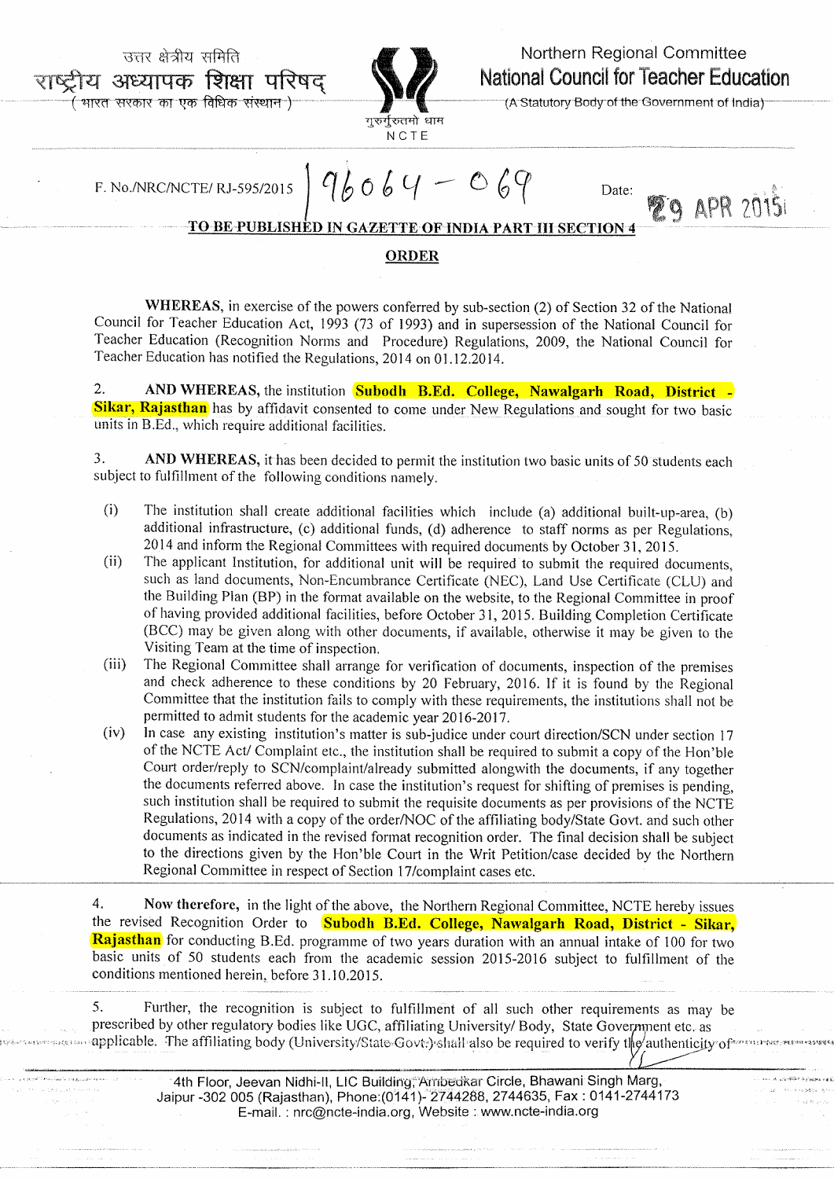उत्तर क्षेत्रीय समिति
राष्ट्रीय अध्यापक शिक्षा परिषद्
( भारत सरकार का एक विधिक संस्थान )

गुरुर्गुरुतमो धाम
NCTE

Northern Regional Committee
**National Council for Teacher Education**
(A Statutory Body of the Government of India)

F. No./NRC/NCTE/ RJ-595/2015 | 96064 - 069 Date: 29 APR 2015

**TO BE PUBLISHED IN GAZETTE OF INDIA PART III SECTION 4**

## ORDER

**WHEREAS**, in exercise of the powers conferred by sub-section (2) of Section 32 of the National Council for Teacher Education Act, 1993 (73 of 1993) and in supersession of the National Council for Teacher Education (Recognition Norms and Procedure) Regulations, 2009, the National Council for Teacher Education has notified the Regulations, 2014 on 01.12.2014.

2. **AND WHEREAS,** the institution **Subodh B.Ed. College, Nawalgarh Road, District - Sikar, Rajasthan** has by affidavit consented to come under New Regulations and sought for two basic units in B.Ed., which require additional facilities.

3. **AND WHEREAS,** it has been decided to permit the institution two basic units of 50 students each subject to fulfillment of the following conditions namely.

(i) The institution shall create additional facilities which include (a) additional built-up-area, (b) additional infrastructure, (c) additional funds, (d) adherence to staff norms as per Regulations, 2014 and inform the Regional Committees with required documents by October 31, 2015.

(ii) The applicant Institution, for additional unit will be required to submit the required documents, such as land documents, Non-Encumbrance Certificate (NEC), Land Use Certificate (CLU) and the Building Plan (BP) in the format available on the website, to the Regional Committee in proof of having provided additional facilities, before October 31, 2015. Building Completion Certificate (BCC) may be given along with other documents, if available, otherwise it may be given to the Visiting Team at the time of inspection.

(iii) The Regional Committee shall arrange for verification of documents, inspection of the premises and check adherence to these conditions by 20 February, 2016. If it is found by the Regional Committee that the institution fails to comply with these requirements, the institutions shall not be permitted to admit students for the academic year 2016-2017.

(iv) In case any existing institution's matter is sub-judice under court direction/SCN under section 17 of the NCTE Act/ Complaint etc., the institution shall be required to submit a copy of the Hon'ble Court order/reply to SCN/complaint/already submitted alongwith the documents, if any together the documents referred above. In case the institution's request for shifting of premises is pending, such institution shall be required to submit the requisite documents as per provisions of the NCTE Regulations, 2014 with a copy of the order/NOC of the affiliating body/State Govt. and such other documents as indicated in the revised format recognition order. The final decision shall be subject to the directions given by the Hon'ble Court in the Writ Petition/case decided by the Northern Regional Committee in respect of Section 17/complaint cases etc.

4. **Now therefore,** in the light of the above, the Northern Regional Committee, NCTE hereby issues the revised Recognition Order to **Subodh B.Ed. College, Nawalgarh Road, District - Sikar, Rajasthan** for conducting B.Ed. programme of two years duration with an annual intake of 100 for two basic units of 50 students each from the academic session 2015-2016 subject to fulfillment of the conditions mentioned herein, before 31.10.2015.

5. Further, the recognition is subject to fulfillment of all such other requirements as may be prescribed by other regulatory bodies like UGC, affiliating University/ Body, State Government etc. as applicable. The affiliating body (University/State Govt.) shall also be required to verify the authenticity of

4th Floor, Jeevan Nidhi-II, LIC Building, Ambedkar Circle, Bhawani Singh Marg, Jaipur -302 005 (Rajasthan), Phone:(0141)- 2744288, 2744635, Fax : 0141-2744173
E-mail. : nrc@ncte-india.org, Website : www.ncte-india.org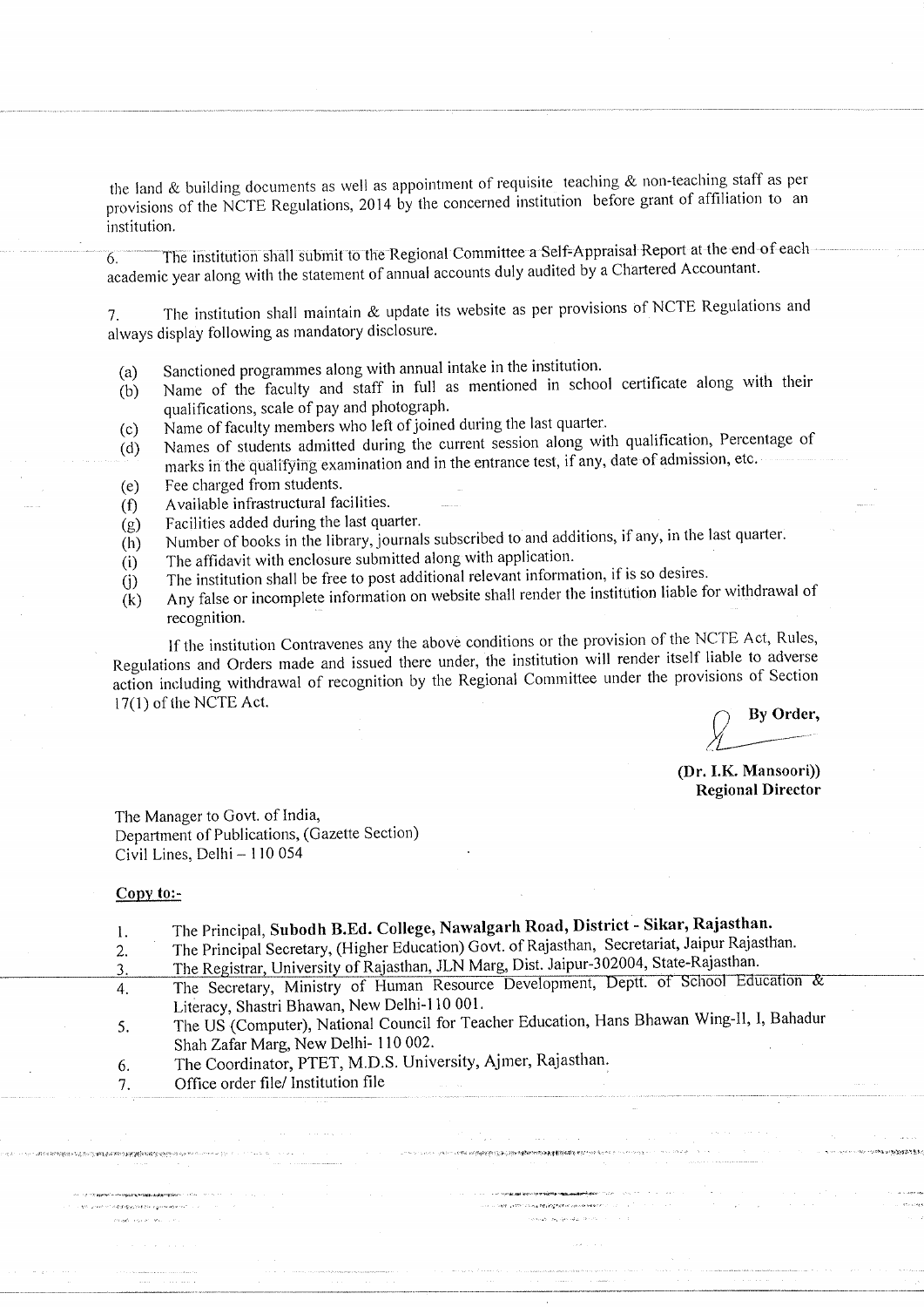the land & building documents as well as appointment of requisite teaching & non-teaching staff as per provisions of the NCTE Regulations, 2014 by the concerned institution before grant of affiliation to an institution.

6. The institution shall submit to the Regional Committee a Self-Appraisal Report at the end of each academic year along with the statement of annual accounts duly audited by a Chartered Accountant.

7. The institution shall maintain & update its website as per provisions of NCTE Regulations and always display following as mandatory disclosure.

- (a) Sanctioned programmes along with annual intake in the institution.
- (b) Name of the faculty and staff in full as mentioned in school certificate along with their qualifications, scale of pay and photograph.
- (c) Name of faculty members who left of joined during the last quarter.
- (d) Names of students admitted during the current session along with qualification, Percentage of marks in the qualifying examination and in the entrance test, if any, date of admission, etc.
- (e) Fee charged from students.
- (f) Available infrastructural facilities.
- (g) Facilities added during the last quarter.
- (h) Number of books in the library, journals subscribed to and additions, if any, in the last quarter.
- (i) The affidavit with enclosure submitted along with application.
- (j) The institution shall be free to post additional relevant information, if is so desires.
- (k) Any false or incomplete information on website shall render the institution liable for withdrawal of recognition.

If the institution Contravenes any the above conditions or the provision of the NCTE Act, Rules, Regulations and Orders made and issued there under, the institution will render itself liable to adverse action including withdrawal of recognition by the Regional Committee under the provisions of Section 17(1) of the NCTE Act.

**By Order,**

**(Dr. I.K. Mansoori))**
**Regional Director**

The Manager to Govt. of India,
Department of Publications, (Gazette Section)
Civil Lines, Delhi – 110 054

**Copy to:-**

1. The Principal, **Subodh B.Ed. College, Nawalgarh Road, District - Sikar, Rajasthan.**
2. The Principal Secretary, (Higher Education) Govt. of Rajasthan, Secretariat, Jaipur Rajasthan.
3. The Registrar, University of Rajasthan, JLN Marg, Dist. Jaipur-302004, State-Rajasthan.
4. The Secretary, Ministry of Human Resource Development, Deptt. of School Education & Literacy, Shastri Bhawan, New Delhi-110 001.
5. The US (Computer), National Council for Teacher Education, Hans Bhawan Wing-II, I, Bahadur Shah Zafar Marg, New Delhi- 110 002.
6. The Coordinator, PTET, M.D.S. University, Ajmer, Rajasthan.
7. Office order file/ Institution file